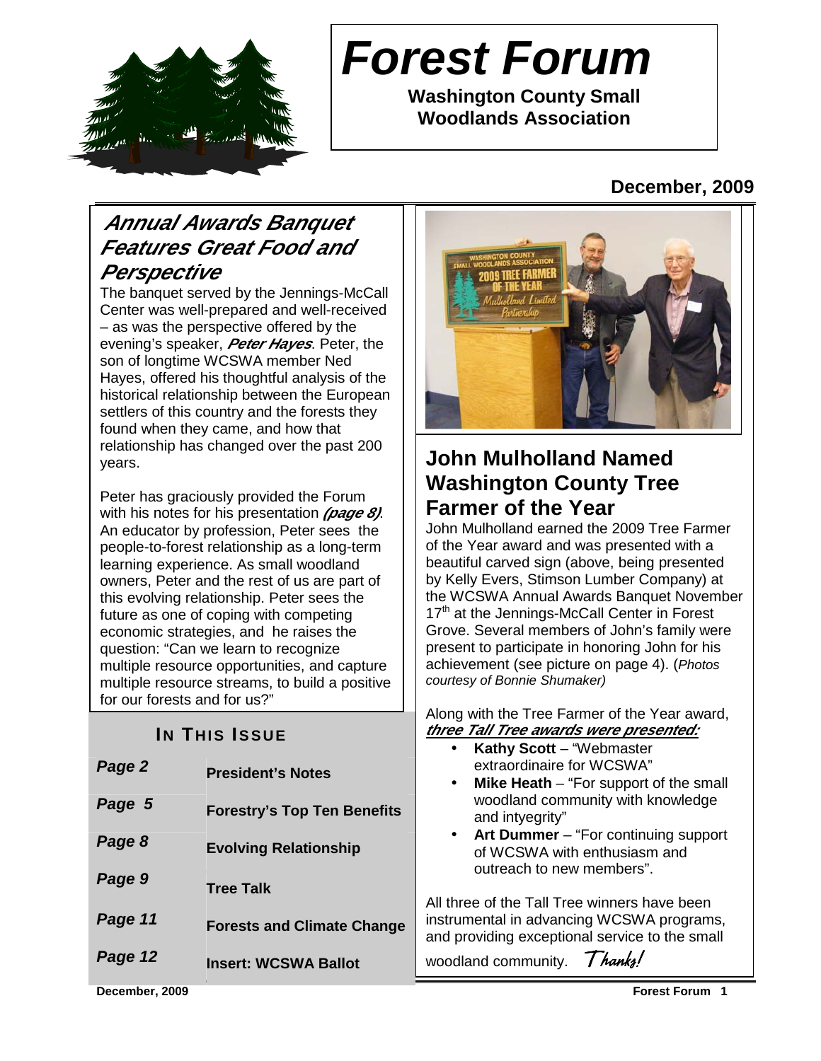# Forest Forum

**Washington County Small Woodlands Association**

**December, 2009**

## *Annual Awards Banquet Features Great Food and Perspective*

The banquet served by the Jennings-McCall Center was well-prepared and well-received – as was the perspective offered by the evening's speaker, ***Peter Hayes***. Peter, the son of longtime WCSWA member Ned Hayes, offered his thoughtful analysis of the historical relationship between the European settlers of this country and the forests they found when they came, and how that relationship has changed over the past 200 years.

Peter has graciously provided the Forum with his notes for his presentation ***(page 8)***. An educator by profession, Peter sees the people-to-forest relationship as a long-term learning experience. As small woodland owners, Peter and the rest of us are part of this evolving relationship. Peter sees the future as one of coping with competing economic strategies, and he raises the question: "Can we learn to recognize multiple resource opportunities, and capture multiple resource streams, to build a positive for our forests and for us?"

### IN THIS ISSUE

| | |
|---|---|
| ***Page 2*** | **President's Notes** |
| ***Page 5*** | **Forestry's Top Ten Benefits** |
| ***Page 8*** | **Evolving Relationship** |
| ***Page 9*** | **Tree Talk** |
| ***Page 11*** | **Forests and Climate Change** |
| ***Page 12*** | **Insert: WCSWA Ballot** |

## John Mulholland Named Washington County Tree Farmer of the Year

John Mulholland earned the 2009 Tree Farmer of the Year award and was presented with a beautiful carved sign (above, being presented by Kelly Evers, Stimson Lumber Company) at the WCSWA Annual Awards Banquet November 17th at the Jennings-McCall Center in Forest Grove. Several members of John's family were present to participate in honoring John for his achievement (see picture on page 4). (*Photos courtesy of Bonnie Shumaker)*

Along with the Tree Farmer of the Year award, ***three Tall Tree awards were presented:***

- **Kathy Scott** – "Webmaster extraordinaire for WCSWA"
- **Mike Heath** – "For support of the small woodland community with knowledge and intyegrity"
- **Art Dummer** – "For continuing support of WCSWA with enthusiasm and outreach to new members".

All three of the Tall Tree winners have been instrumental in advancing WCSWA programs, and providing exceptional service to the small woodland community. *Thanks!*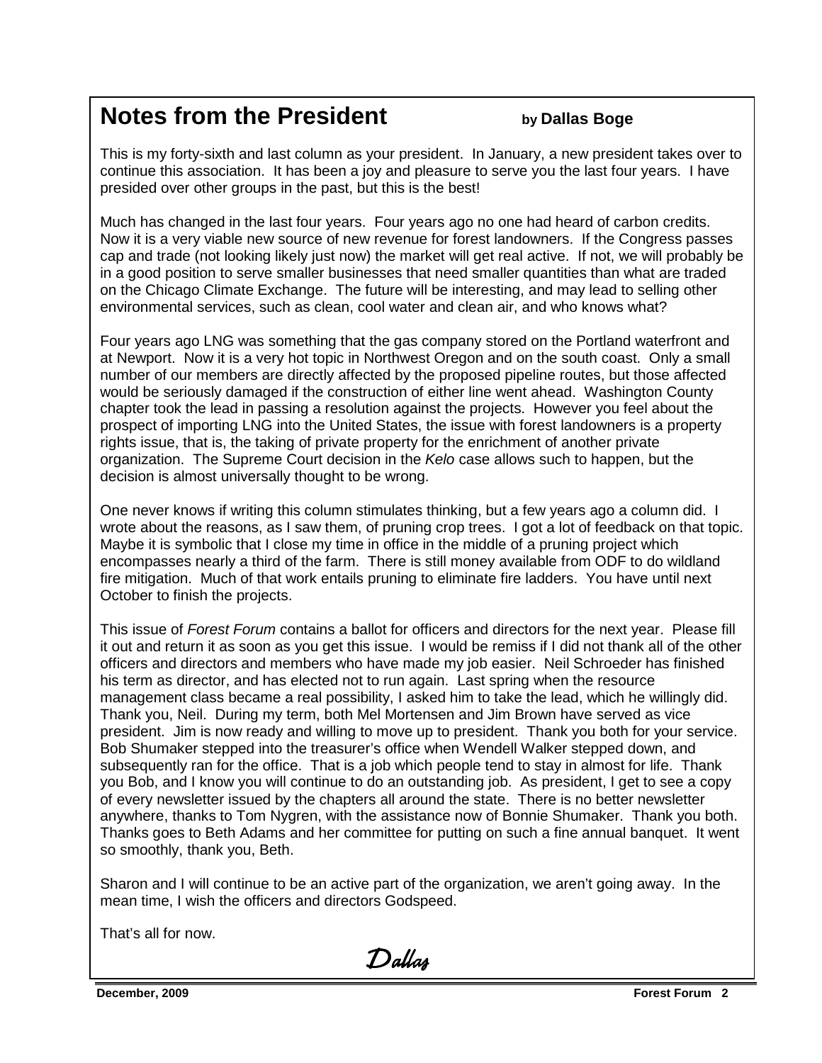## Notes from the President

**by Dallas Boge**

This is my forty-sixth and last column as your president. In January, a new president takes over to continue this association. It has been a joy and pleasure to serve you the last four years. I have presided over other groups in the past, but this is the best!

Much has changed in the last four years. Four years ago no one had heard of carbon credits. Now it is a very viable new source of new revenue for forest landowners. If the Congress passes cap and trade (not looking likely just now) the market will get real active. If not, we will probably be in a good position to serve smaller businesses that need smaller quantities than what are traded on the Chicago Climate Exchange. The future will be interesting, and may lead to selling other environmental services, such as clean, cool water and clean air, and who knows what?

Four years ago LNG was something that the gas company stored on the Portland waterfront and at Newport. Now it is a very hot topic in Northwest Oregon and on the south coast. Only a small number of our members are directly affected by the proposed pipeline routes, but those affected would be seriously damaged if the construction of either line went ahead. Washington County chapter took the lead in passing a resolution against the projects. However you feel about the prospect of importing LNG into the United States, the issue with forest landowners is a property rights issue, that is, the taking of private property for the enrichment of another private organization. The Supreme Court decision in the *Kelo* case allows such to happen, but the decision is almost universally thought to be wrong.

One never knows if writing this column stimulates thinking, but a few years ago a column did. I wrote about the reasons, as I saw them, of pruning crop trees. I got a lot of feedback on that topic. Maybe it is symbolic that I close my time in office in the middle of a pruning project which encompasses nearly a third of the farm. There is still money available from ODF to do wildland fire mitigation. Much of that work entails pruning to eliminate fire ladders. You have until next October to finish the projects.

This issue of *Forest Forum* contains a ballot for officers and directors for the next year. Please fill it out and return it as soon as you get this issue. I would be remiss if I did not thank all of the other officers and directors and members who have made my job easier. Neil Schroeder has finished his term as director, and has elected not to run again. Last spring when the resource management class became a real possibility, I asked him to take the lead, which he willingly did. Thank you, Neil. During my term, both Mel Mortensen and Jim Brown have served as vice president. Jim is now ready and willing to move up to president. Thank you both for your service. Bob Shumaker stepped into the treasurer's office when Wendell Walker stepped down, and subsequently ran for the office. That is a job which people tend to stay in almost for life. Thank you Bob, and I know you will continue to do an outstanding job. As president, I get to see a copy of every newsletter issued by the chapters all around the state. There is no better newsletter anywhere, thanks to Tom Nygren, with the assistance now of Bonnie Shumaker. Thank you both. Thanks goes to Beth Adams and her committee for putting on such a fine annual banquet. It went so smoothly, thank you, Beth.

Sharon and I will continue to be an active part of the organization, we aren't going away. In the mean time, I wish the officers and directors Godspeed.

That's all for now.

*Dallas*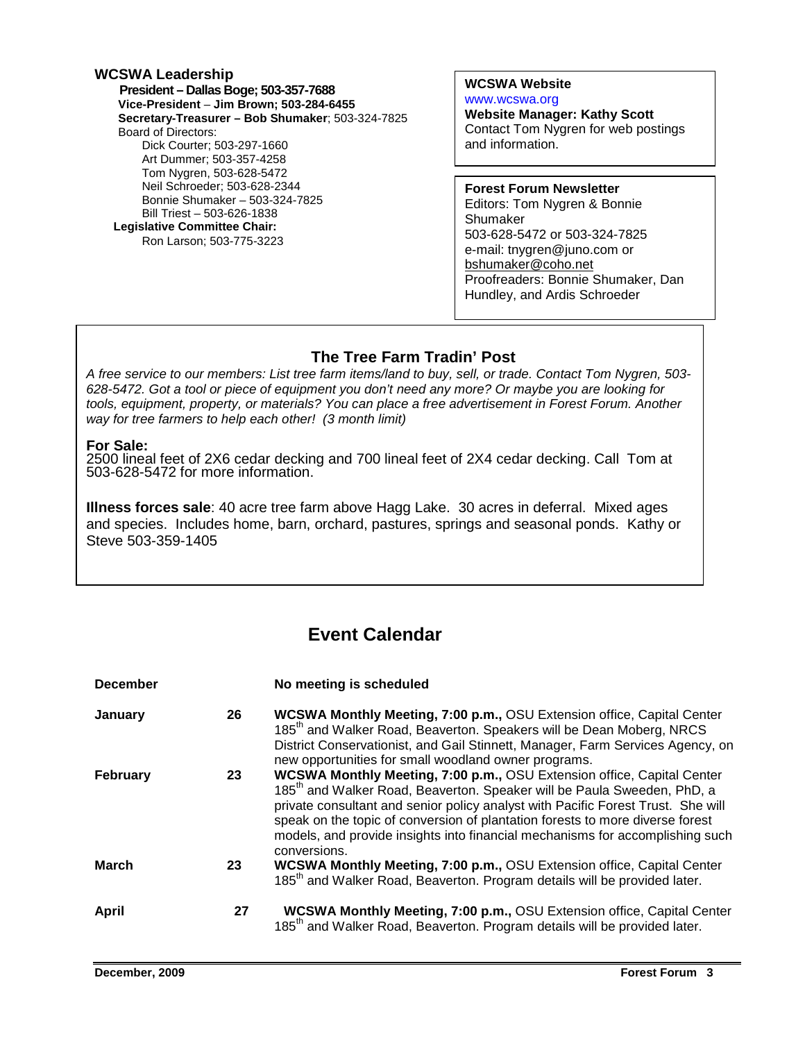## WCSWA Leadership

**President – Dallas Boge; 503-357-7688**
**Vice-President – Jim Brown; 503-284-6455**
**Secretary-Treasurer – Bob Shumaker**; 503-324-7825
Board of Directors:
- Dick Courter; 503-297-1660
- Art Dummer; 503-357-4258
- Tom Nygren, 503-628-5472
- Neil Schroeder; 503-628-2344
- Bonnie Shumaker – 503-324-7825
- Bill Triest – 503-626-1838

**Legislative Committee Chair:**
Ron Larson; 503-775-3223

**WCSWA Website**
www.wcswa.org
**Website Manager: Kathy Scott**
Contact Tom Nygren for web postings and information.

**Forest Forum Newsletter**
Editors: Tom Nygren & Bonnie Shumaker
503-628-5472 or 503-324-7825
e-mail: tnygren@juno.com or bshumaker@coho.net
Proofreaders: Bonnie Shumaker, Dan Hundley, and Ardis Schroeder

## The Tree Farm Tradin' Post

*A free service to our members: List tree farm items/land to buy, sell, or trade. Contact Tom Nygren, 503-628-5472. Got a tool or piece of equipment you don't need any more? Or maybe you are looking for tools, equipment, property, or materials? You can place a free advertisement in Forest Forum. Another way for tree farmers to help each other! (3 month limit)*

**For Sale:**
2500 lineal feet of 2X6 cedar decking and 700 lineal feet of 2X4 cedar decking. Call Tom at 503-628-5472 for more information.

**Illness forces sale**: 40 acre tree farm above Hagg Lake. 30 acres in deferral. Mixed ages and species. Includes home, barn, orchard, pastures, springs and seasonal ponds. Kathy or Steve 503-359-1405

## Event Calendar

| | | |
|---|---|---|
| **December** | | **No meeting is scheduled** |
| **January** | **26** | **WCSWA Monthly Meeting, 7:00 p.m.,** OSU Extension office, Capital Center 185th and Walker Road, Beaverton. Speakers will be Dean Moberg, NRCS District Conservationist, and Gail Stinnett, Manager, Farm Services Agency, on new opportunities for small woodland owner programs. |
| **February** | **23** | **WCSWA Monthly Meeting, 7:00 p.m.,** OSU Extension office, Capital Center 185th and Walker Road, Beaverton. Speaker will be Paula Sweeden, PhD, a private consultant and senior policy analyst with Pacific Forest Trust. She will speak on the topic of conversion of plantation forests to more diverse forest models, and provide insights into financial mechanisms for accomplishing such conversions. |
| **March** | **23** | **WCSWA Monthly Meeting, 7:00 p.m.,** OSU Extension office, Capital Center 185th and Walker Road, Beaverton. Program details will be provided later. |
| **April** | **27** | **WCSWA Monthly Meeting, 7:00 p.m.,** OSU Extension office, Capital Center 185th and Walker Road, Beaverton. Program details will be provided later. |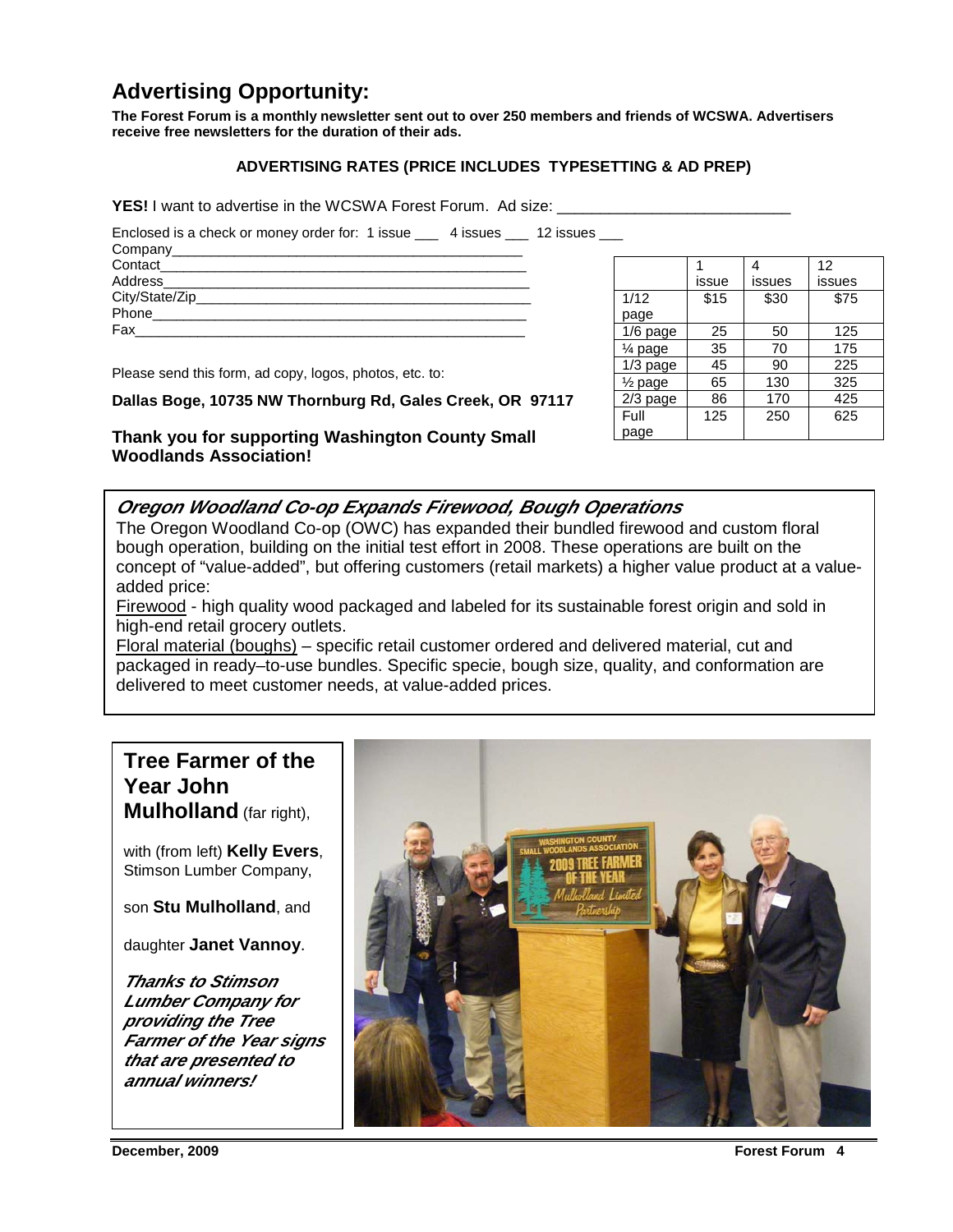## Advertising Opportunity:

**The Forest Forum is a monthly newsletter sent out to over 250 members and friends of WCSWA. Advertisers receive free newsletters for the duration of their ads.**

**ADVERTISING RATES (PRICE INCLUDES TYPESETTING & AD PREP)**

**YES!** I want to advertise in the WCSWA Forest Forum. Ad size: ___________________________

Enclosed is a check or money order for: 1 issue ___ 4 issues ___ 12 issues ___

Company_____________________________________________

Contact______________________________________________

Address______________________________________________

City/State/Zip_________________________________________

Phone_______________________________________________

Fax_________________________________________________

|  | 1 issue | 4 issues | 12 issues |
|---|---|---|---|
| 1/12 page | $15 | $30 | $75 |
| 1/6 page | 25 | 50 | 125 |
| ¼ page | 35 | 70 | 175 |
| 1/3 page | 45 | 90 | 225 |
| ½ page | 65 | 130 | 325 |
| 2/3 page | 86 | 170 | 425 |
| Full page | 125 | 250 | 625 |

Please send this form, ad copy, logos, photos, etc. to:

**Dallas Boge, 10735 NW Thornburg Rd, Gales Creek, OR 97117**

**Thank you for supporting Washington County Small Woodlands Association!**

### *Oregon Woodland Co-op Expands Firewood, Bough Operations*

The Oregon Woodland Co-op (OWC) has expanded their bundled firewood and custom floral bough operation, building on the initial test effort in 2008. These operations are built on the concept of "value-added", but offering customers (retail markets) a higher value product at a value-added price:

Firewood - high quality wood packaged and labeled for its sustainable forest origin and sold in high-end retail grocery outlets.

Floral material (boughs) – specific retail customer ordered and delivered material, cut and packaged in ready–to-use bundles. Specific specie, bough size, quality, and conformation are delivered to meet customer needs, at value-added prices.

**Tree Farmer of the Year John Mulholland** (far right),

with (from left) **Kelly Evers**, Stimson Lumber Company,

son **Stu Mulholland**, and

daughter **Janet Vannoy**.

***Thanks to Stimson Lumber Company for providing the Tree Farmer of the Year signs that are presented to annual winners!***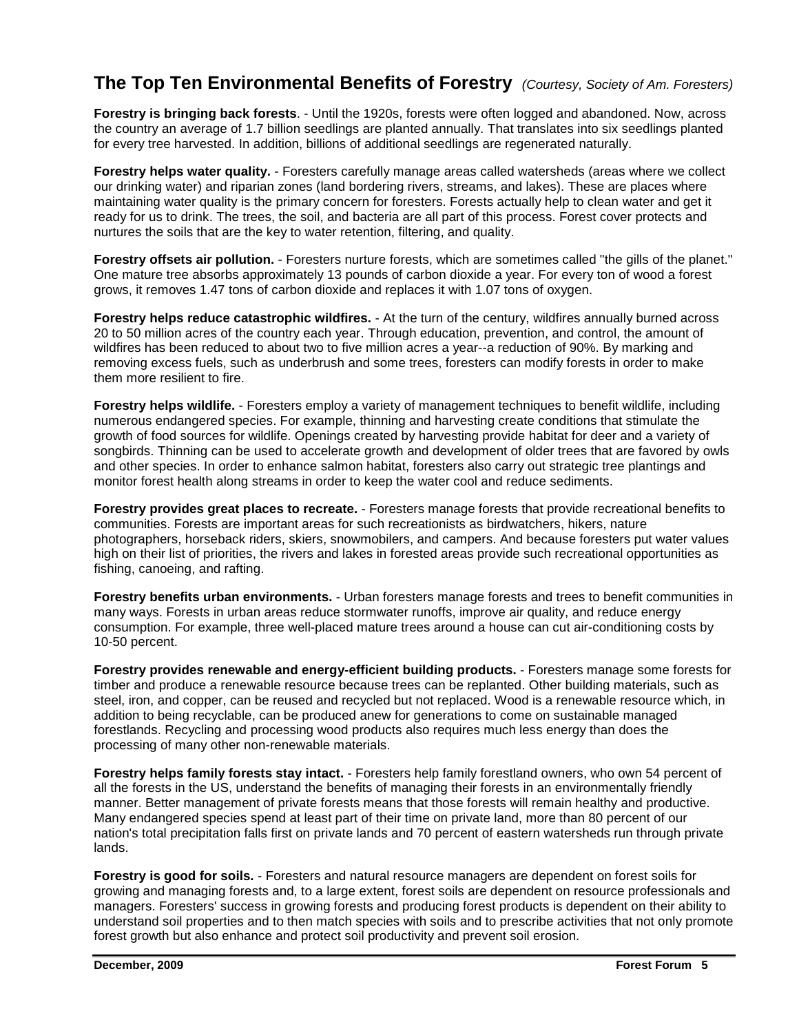## The Top Ten Environmental Benefits of Forestry *(Courtesy, Society of Am. Foresters)*

**Forestry is bringing back forests**. - Until the 1920s, forests were often logged and abandoned. Now, across the country an average of 1.7 billion seedlings are planted annually. That translates into six seedlings planted for every tree harvested. In addition, billions of additional seedlings are regenerated naturally.

**Forestry helps water quality.** - Foresters carefully manage areas called watersheds (areas where we collect our drinking water) and riparian zones (land bordering rivers, streams, and lakes). These are places where maintaining water quality is the primary concern for foresters. Forests actually help to clean water and get it ready for us to drink. The trees, the soil, and bacteria are all part of this process. Forest cover protects and nurtures the soils that are the key to water retention, filtering, and quality.

**Forestry offsets air pollution.** - Foresters nurture forests, which are sometimes called "the gills of the planet." One mature tree absorbs approximately 13 pounds of carbon dioxide a year. For every ton of wood a forest grows, it removes 1.47 tons of carbon dioxide and replaces it with 1.07 tons of oxygen.

**Forestry helps reduce catastrophic wildfires.** - At the turn of the century, wildfires annually burned across 20 to 50 million acres of the country each year. Through education, prevention, and control, the amount of wildfires has been reduced to about two to five million acres a year--a reduction of 90%. By marking and removing excess fuels, such as underbrush and some trees, foresters can modify forests in order to make them more resilient to fire.

**Forestry helps wildlife.** - Foresters employ a variety of management techniques to benefit wildlife, including numerous endangered species. For example, thinning and harvesting create conditions that stimulate the growth of food sources for wildlife. Openings created by harvesting provide habitat for deer and a variety of songbirds. Thinning can be used to accelerate growth and development of older trees that are favored by owls and other species. In order to enhance salmon habitat, foresters also carry out strategic tree plantings and monitor forest health along streams in order to keep the water cool and reduce sediments.

**Forestry provides great places to recreate.** - Foresters manage forests that provide recreational benefits to communities. Forests are important areas for such recreationists as birdwatchers, hikers, nature photographers, horseback riders, skiers, snowmobilers, and campers. And because foresters put water values high on their list of priorities, the rivers and lakes in forested areas provide such recreational opportunities as fishing, canoeing, and rafting.

**Forestry benefits urban environments.** - Urban foresters manage forests and trees to benefit communities in many ways. Forests in urban areas reduce stormwater runoffs, improve air quality, and reduce energy consumption. For example, three well-placed mature trees around a house can cut air-conditioning costs by 10-50 percent.

**Forestry provides renewable and energy-efficient building products.** - Foresters manage some forests for timber and produce a renewable resource because trees can be replanted. Other building materials, such as steel, iron, and copper, can be reused and recycled but not replaced. Wood is a renewable resource which, in addition to being recyclable, can be produced anew for generations to come on sustainable managed forestlands. Recycling and processing wood products also requires much less energy than does the processing of many other non-renewable materials.

**Forestry helps family forests stay intact.** - Foresters help family forestland owners, who own 54 percent of all the forests in the US, understand the benefits of managing their forests in an environmentally friendly manner. Better management of private forests means that those forests will remain healthy and productive. Many endangered species spend at least part of their time on private land, more than 80 percent of our nation's total precipitation falls first on private lands and 70 percent of eastern watersheds run through private lands.

**Forestry is good for soils.** - Foresters and natural resource managers are dependent on forest soils for growing and managing forests and, to a large extent, forest soils are dependent on resource professionals and managers. Foresters' success in growing forests and producing forest products is dependent on their ability to understand soil properties and to then match species with soils and to prescribe activities that not only promote forest growth but also enhance and protect soil productivity and prevent soil erosion.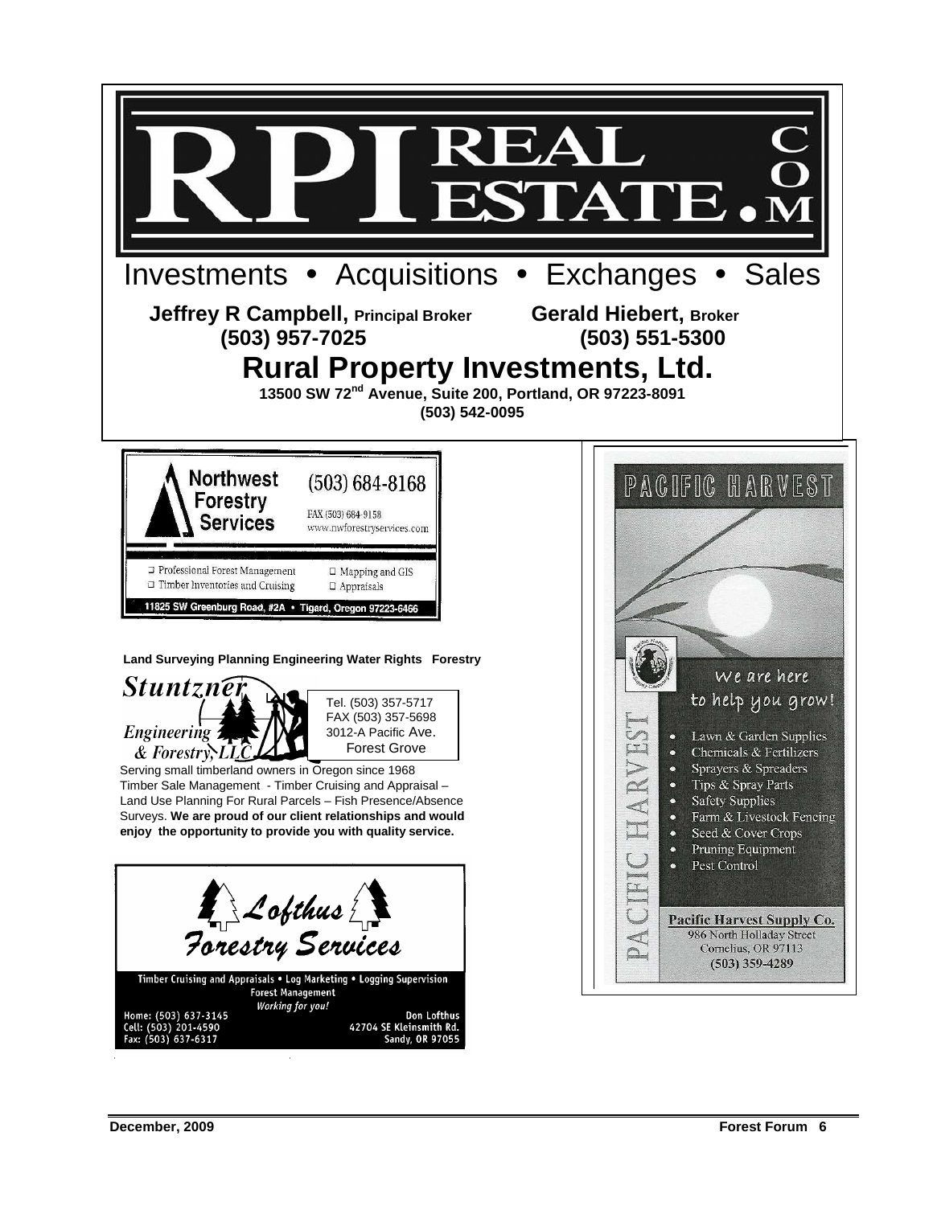# RPI REAL ESTATE.COM

Investments • Acquisitions • Exchanges • Sales

**Jeffrey R Campbell, Principal Broker** **(503) 957-7025**

**Gerald Hiebert, Broker** **(503) 551-5300**

## Rural Property Investments, Ltd.

**13500 SW 72nd Avenue, Suite 200, Portland, OR 97223-8091**
**(503) 542-0095**

---

**Northwest Forestry Services**

(503) 684-8168
FAX (503) 684-9158
www.nwforestryservices.com

- Professional Forest Management
- Timber Inventories and Cruising
- Mapping and GIS
- Appraisals

11825 SW Greenburg Road, #2A • Tigard, Oregon 97223-6466

---

**Land Surveying Planning Engineering Water Rights Forestry**

***Stuntzner Engineering & Forestry, LLC***

Tel. (503) 357-5717
FAX (503) 357-5698
3012-A Pacific Ave.
Forest Grove

Serving small timberland owners in Oregon since 1968
Timber Sale Management - Timber Cruising and Appraisal – Land Use Planning For Rural Parcels – Fish Presence/Absence Surveys. **We are proud of our client relationships and would enjoy the opportunity to provide you with quality service.**

---

*Lofthus Forestry Services*

Timber Cruising and Appraisals • Log Marketing • Logging Supervision
Forest Management
*Working for you!*

Home: (503) 637-3145
Cell: (503) 201-4590
Fax: (503) 637-6317

Don Lofthus
42704 SE Kleinsmith Rd.
Sandy, OR 97055

---

PACIFIC HARVEST

*We are here to help you grow!*

- Lawn & Garden Supplies
- Chemicals & Fertilizers
- Sprayers & Spreaders
- Tips & Spray Parts
- Safety Supplies
- Farm & Livestock Fencing
- Seed & Cover Crops
- Pruning Equipment
- Pest Control

**Pacific Harvest Supply Co.**
986 North Holladay Street
Cornelius, OR 97113
(503) 359-4289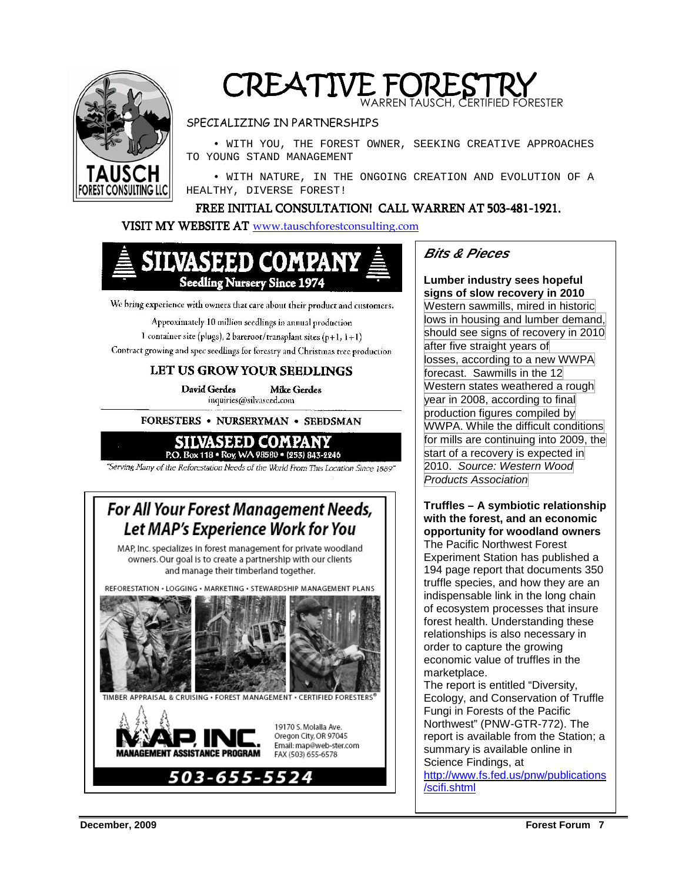# CREATIVE FORESTRY

WARREN TAUSCH, CERTIFIED FORESTER

TAUSCH FOREST CONSULTING LLC

SPECIALIZING IN PARTNERSHIPS

• WITH YOU, THE FOREST OWNER, SEEKING CREATIVE APPROACHES TO YOUNG STAND MANAGEMENT

• WITH NATURE, IN THE ONGOING CREATION AND EVOLUTION OF A HEALTHY, DIVERSE FOREST!

**FREE INITIAL CONSULTATION! CALL WARREN AT 503-481-1921.**

**VISIT MY WEBSITE AT** www.tauschforestconsulting.com

---

## SILVASEED COMPANY

**Seedling Nursery Since 1974**

We bring experience with owners that care about their product and customers.

Approximately 10 million seedlings in annual production

1 container site (plugs), 2 bareroot/transplant sites (p+1, 1+1)

Contract growing and spec seedlings for forestry and Christmas tree production

**LET US GROW YOUR SEEDLINGS**

**David Gerdes** **Mike Gerdes**

inquiries@silvaseed.com

**FORESTERS • NURSERYMAN • SEEDSMAN**

**SILVASEED COMPANY**

P.O. Box 118 • Roy, WA 98580 • (253) 843-2246

*"Serving Many of the Reforestation Needs of the World From This Location Since 1889"*

---

## For All Your Forest Management Needs, Let MAP's Experience Work for You

MAP, Inc. specializes in forest management for private woodland owners. Our goal is to create a partnership with our clients and manage their timberland together.

REFORESTATION • LOGGING • MARKETING • STEWARDSHIP MANAGEMENT PLANS

TIMBER APPRAISAL & CRUISING • FOREST MANAGEMENT • CERTIFIED FORESTERS®

**MAP, INC.**
**MANAGEMENT ASSISTANCE PROGRAM**

19170 S. Molalla Ave.
Oregon City, OR 97045
Email: map@web-ster.com
FAX (503) 655-6578

**503-655-5524**

---

## *Bits & Pieces*

**Lumber industry sees hopeful signs of slow recovery in 2010**

Western sawmills, mired in historic lows in housing and lumber demand, should see signs of recovery in 2010 after five straight years of losses, according to a new WWPA forecast. Sawmills in the 12 Western states weathered a rough year in 2008, according to final production figures compiled by WWPA. While the difficult conditions for mills are continuing into 2009, the start of a recovery is expected in 2010. *Source: Western Wood Products Association*

**Truffles – A symbiotic relationship with the forest, and an economic opportunity for woodland owners**

The Pacific Northwest Forest Experiment Station has published a 194 page report that documents 350 truffle species, and how they are an indispensable link in the long chain of ecosystem processes that insure forest health. Understanding these relationships is also necessary in order to capture the growing economic value of truffles in the marketplace.

The report is entitled "Diversity, Ecology, and Conservation of Truffle Fungi in Forests of the Pacific Northwest" (PNW-GTR-772). The report is available from the Station; a summary is available online in Science Findings, at http://www.fs.fed.us/pnw/publications/scifi.shtml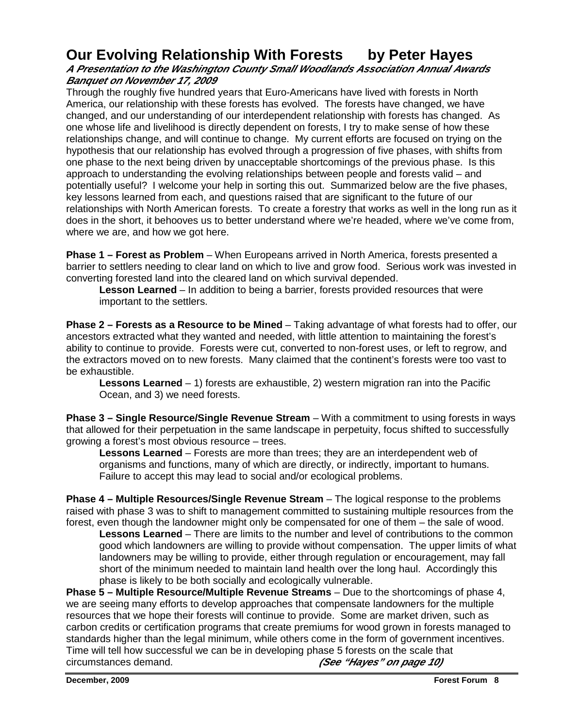# Our Evolving Relationship With Forests by Peter Hayes

***A Presentation to the Washington County Small Woodlands Association Annual Awards Banquet on November 17, 2009***

Through the roughly five hundred years that Euro-Americans have lived with forests in North America, our relationship with these forests has evolved. The forests have changed, we have changed, and our understanding of our interdependent relationship with forests has changed. As one whose life and livelihood is directly dependent on forests, I try to make sense of how these relationships change, and will continue to change. My current efforts are focused on trying on the hypothesis that our relationship has evolved through a progression of five phases, with shifts from one phase to the next being driven by unacceptable shortcomings of the previous phase. Is this approach to understanding the evolving relationships between people and forests valid – and potentially useful? I welcome your help in sorting this out. Summarized below are the five phases, key lessons learned from each, and questions raised that are significant to the future of our relationships with North American forests. To create a forestry that works as well in the long run as it does in the short, it behooves us to better understand where we're headed, where we've come from, where we are, and how we got here.

**Phase 1 – Forest as Problem** – When Europeans arrived in North America, forests presented a barrier to settlers needing to clear land on which to live and grow food. Serious work was invested in converting forested land into the cleared land on which survival depended.

> **Lesson Learned** – In addition to being a barrier, forests provided resources that were important to the settlers.

**Phase 2 – Forests as a Resource to be Mined** – Taking advantage of what forests had to offer, our ancestors extracted what they wanted and needed, with little attention to maintaining the forest's ability to continue to provide. Forests were cut, converted to non-forest uses, or left to regrow, and the extractors moved on to new forests. Many claimed that the continent's forests were too vast to be exhaustible.

> **Lessons Learned** – 1) forests are exhaustible, 2) western migration ran into the Pacific Ocean, and 3) we need forests.

**Phase 3 – Single Resource/Single Revenue Stream** – With a commitment to using forests in ways that allowed for their perpetuation in the same landscape in perpetuity, focus shifted to successfully growing a forest's most obvious resource – trees.

> **Lessons Learned** – Forests are more than trees; they are an interdependent web of organisms and functions, many of which are directly, or indirectly, important to humans. Failure to accept this may lead to social and/or ecological problems.

**Phase 4 – Multiple Resources/Single Revenue Stream** – The logical response to the problems raised with phase 3 was to shift to management committed to sustaining multiple resources from the forest, even though the landowner might only be compensated for one of them – the sale of wood.

> **Lessons Learned** – There are limits to the number and level of contributions to the common good which landowners are willing to provide without compensation. The upper limits of what landowners may be willing to provide, either through regulation or encouragement, may fall short of the minimum needed to maintain land health over the long haul. Accordingly this phase is likely to be both socially and ecologically vulnerable.

**Phase 5 – Multiple Resource/Multiple Revenue Streams** – Due to the shortcomings of phase 4, we are seeing many efforts to develop approaches that compensate landowners for the multiple resources that we hope their forests will continue to provide. Some are market driven, such as carbon credits or certification programs that create premiums for wood grown in forests managed to standards higher than the legal minimum, while others come in the form of government incentives. Time will tell how successful we can be in developing phase 5 forests on the scale that circumstances demand. ***(See "Hayes" on page 10)***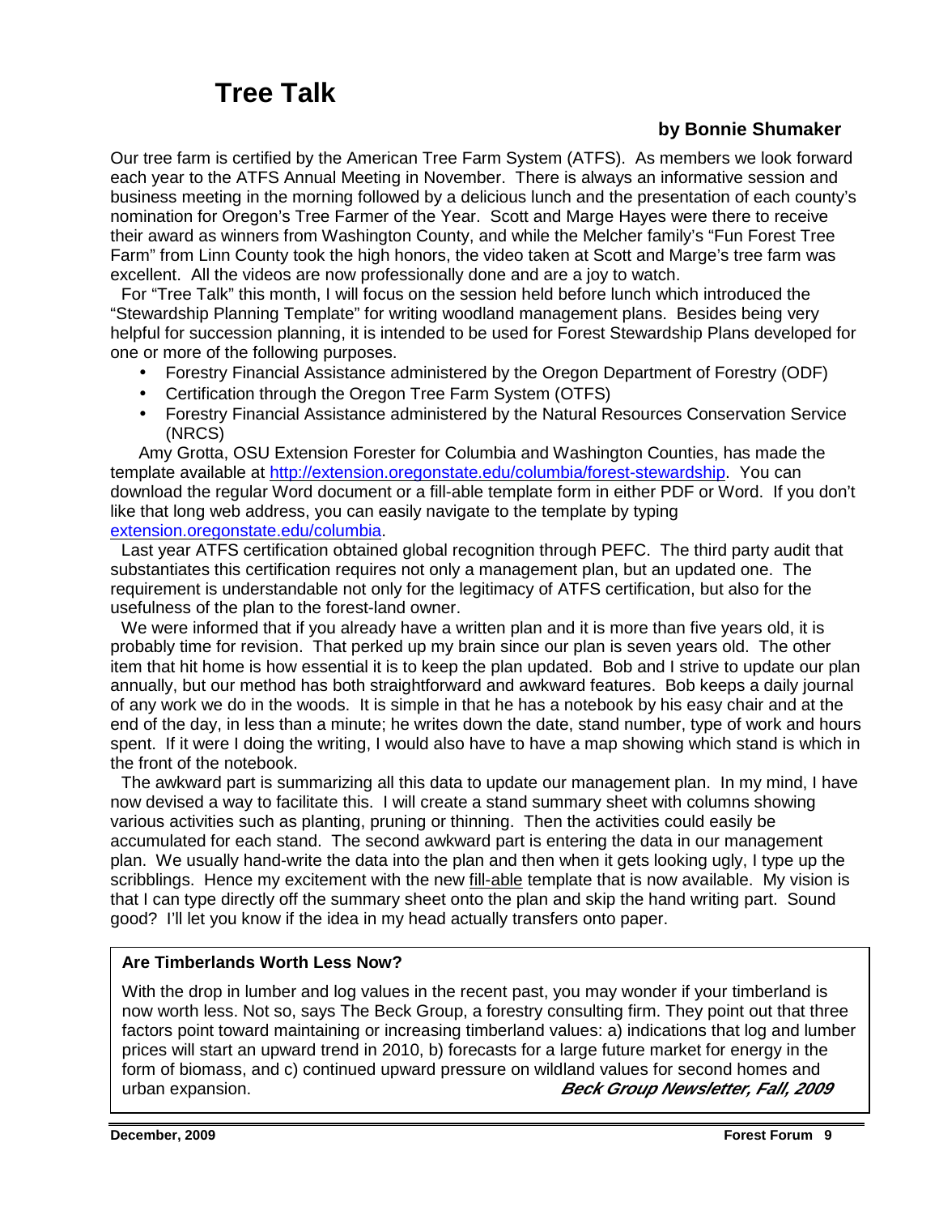# Tree Talk

**by Bonnie Shumaker**

Our tree farm is certified by the American Tree Farm System (ATFS). As members we look forward each year to the ATFS Annual Meeting in November. There is always an informative session and business meeting in the morning followed by a delicious lunch and the presentation of each county's nomination for Oregon's Tree Farmer of the Year. Scott and Marge Hayes were there to receive their award as winners from Washington County, and while the Melcher family's "Fun Forest Tree Farm" from Linn County took the high honors, the video taken at Scott and Marge's tree farm was excellent. All the videos are now professionally done and are a joy to watch.

For "Tree Talk" this month, I will focus on the session held before lunch which introduced the "Stewardship Planning Template" for writing woodland management plans. Besides being very helpful for succession planning, it is intended to be used for Forest Stewardship Plans developed for one or more of the following purposes.

- Forestry Financial Assistance administered by the Oregon Department of Forestry (ODF)
- Certification through the Oregon Tree Farm System (OTFS)
- Forestry Financial Assistance administered by the Natural Resources Conservation Service (NRCS)

Amy Grotta, OSU Extension Forester for Columbia and Washington Counties, has made the template available at http://extension.oregonstate.edu/columbia/forest-stewardship. You can download the regular Word document or a fill-able template form in either PDF or Word. If you don't like that long web address, you can easily navigate to the template by typing extension.oregonstate.edu/columbia.

Last year ATFS certification obtained global recognition through PEFC. The third party audit that substantiates this certification requires not only a management plan, but an updated one. The requirement is understandable not only for the legitimacy of ATFS certification, but also for the usefulness of the plan to the forest-land owner.

We were informed that if you already have a written plan and it is more than five years old, it is probably time for revision. That perked up my brain since our plan is seven years old. The other item that hit home is how essential it is to keep the plan updated. Bob and I strive to update our plan annually, but our method has both straightforward and awkward features. Bob keeps a daily journal of any work we do in the woods. It is simple in that he has a notebook by his easy chair and at the end of the day, in less than a minute; he writes down the date, stand number, type of work and hours spent. If it were I doing the writing, I would also have to have a map showing which stand is which in the front of the notebook.

The awkward part is summarizing all this data to update our management plan. In my mind, I have now devised a way to facilitate this. I will create a stand summary sheet with columns showing various activities such as planting, pruning or thinning. Then the activities could easily be accumulated for each stand. The second awkward part is entering the data in our management plan. We usually hand-write the data into the plan and then when it gets looking ugly, I type up the scribblings. Hence my excitement with the new fill-able template that is now available. My vision is that I can type directly off the summary sheet onto the plan and skip the hand writing part. Sound good? I'll let you know if the idea in my head actually transfers onto paper.

---

**Are Timberlands Worth Less Now?**

With the drop in lumber and log values in the recent past, you may wonder if your timberland is now worth less. Not so, says The Beck Group, a forestry consulting firm. They point out that three factors point toward maintaining or increasing timberland values: a) indications that log and lumber prices will start an upward trend in 2010, b) forecasts for a large future market for energy in the form of biomass, and c) continued upward pressure on wildland values for second homes and urban expansion. ***Beck Group Newsletter, Fall, 2009***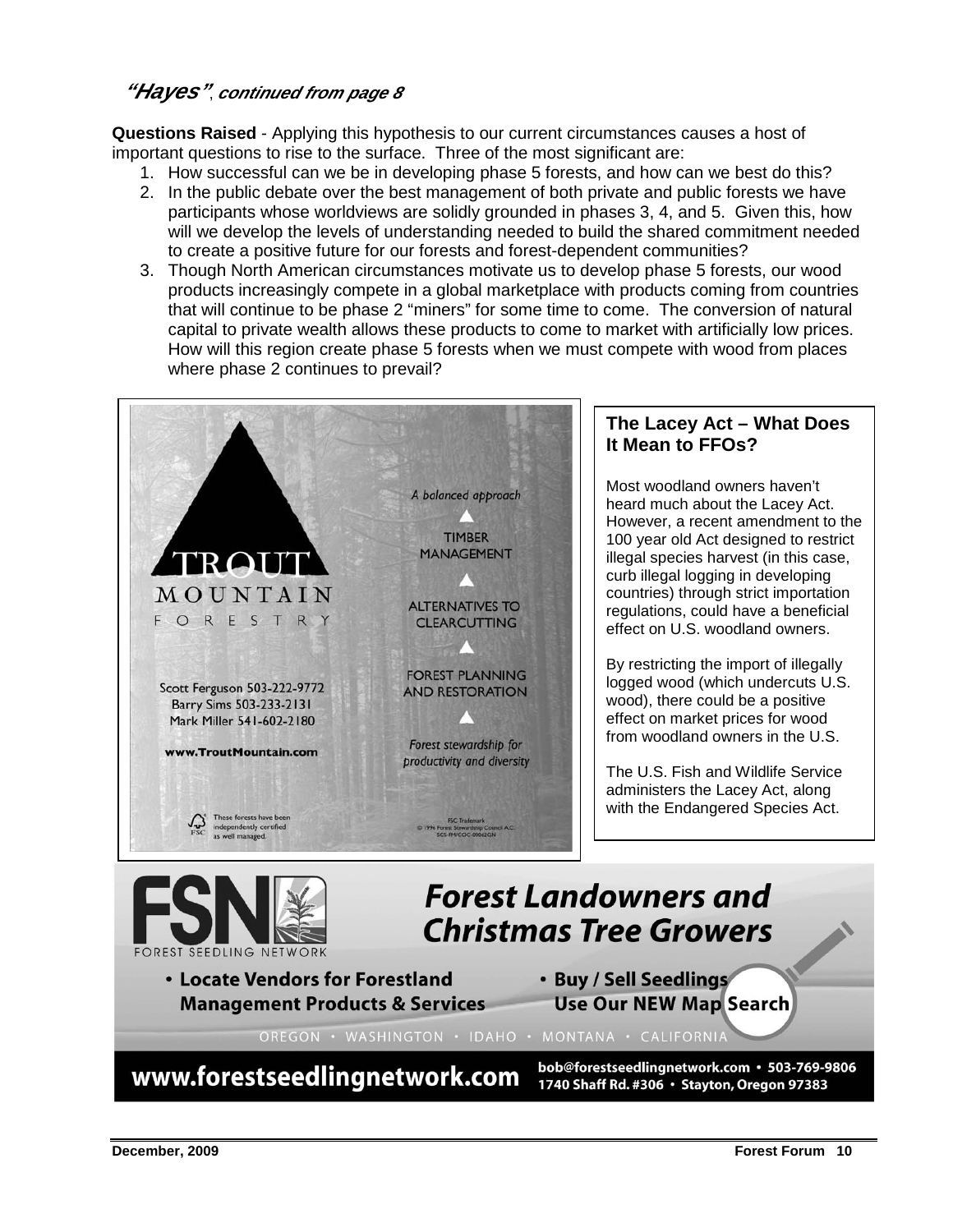## *"Hayes"*, *continued from page 8*

**Questions Raised** - Applying this hypothesis to our current circumstances causes a host of important questions to rise to the surface. Three of the most significant are:

1. How successful can we be in developing phase 5 forests, and how can we best do this?
2. In the public debate over the best management of both private and public forests we have participants whose worldviews are solidly grounded in phases 3, 4, and 5. Given this, how will we develop the levels of understanding needed to build the shared commitment needed to create a positive future for our forests and forest-dependent communities?
3. Though North American circumstances motivate us to develop phase 5 forests, our wood products increasingly compete in a global marketplace with products coming from countries that will continue to be phase 2 "miners" for some time to come. The conversion of natural capital to private wealth allows these products to come to market with artificially low prices. How will this region create phase 5 forests when we must compete with wood from places where phase 2 continues to prevail?

TROUT MOUNTAIN FORESTRY

*A balanced approach*

- TIMBER MANAGEMENT
- ALTERNATIVES TO CLEARCUTTING
- FOREST PLANNING AND RESTORATION

*Forest stewardship for productivity and diversity*

Scott Ferguson 503-222-9772
Barry Sims 503-233-2131
Mark Miller 541-602-2180

**www.TroutMountain.com**

These forests have been independently certified as well managed.

FSC Trademark © 1996 Forest Stewardship Council A.C. SCS-FM/COC-00062GN

### The Lacey Act – What Does It Mean to FFOs?

Most woodland owners haven't heard much about the Lacey Act. However, a recent amendment to the 100 year old Act designed to restrict illegal species harvest (in this case, curb illegal logging in developing countries) through strict importation regulations, could have a beneficial effect on U.S. woodland owners.

By restricting the import of illegally logged wood (which undercuts U.S. wood), there could be a positive effect on market prices for wood from woodland owners in the U.S.

The U.S. Fish and Wildlife Service administers the Lacey Act, along with the Endangered Species Act.

FSN FOREST SEEDLING NETWORK

**Forest Landowners and Christmas Tree Growers**

- **Locate Vendors for Forestland Management Products & Services**
- **Buy / Sell Seedlings Use Our NEW Map Search**

OREGON • WASHINGTON • IDAHO • MONTANA • CALIFORNIA

**www.forestseedlingnetwork.com**

**bob@forestseedlingnetwork.com • 503-769-9806**
**1740 Shaff Rd. #306 • Stayton, Oregon 97383**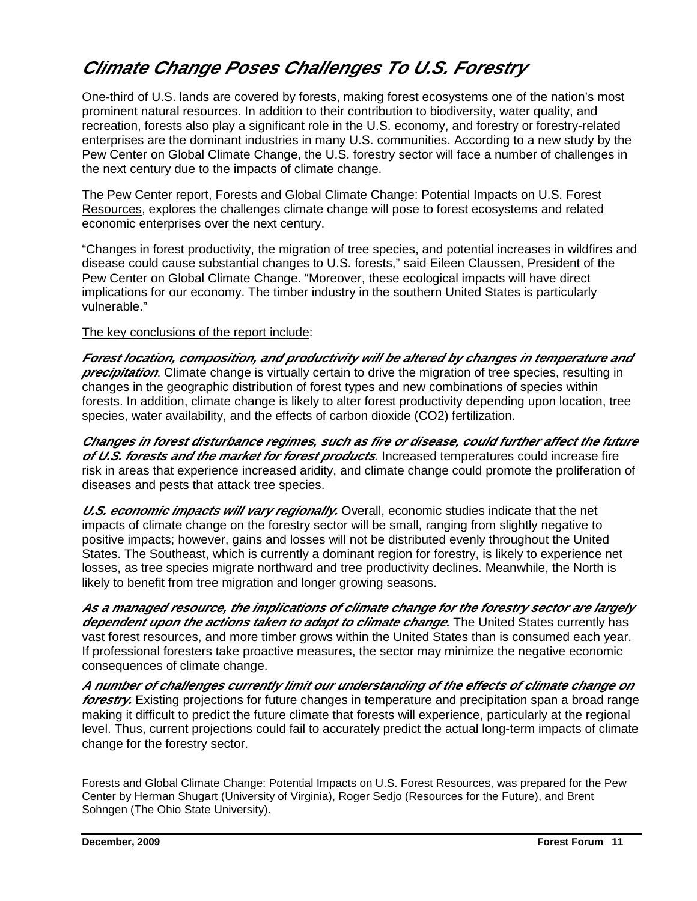# *Climate Change Poses Challenges To U.S. Forestry*

One-third of U.S. lands are covered by forests, making forest ecosystems one of the nation's most prominent natural resources. In addition to their contribution to biodiversity, water quality, and recreation, forests also play a significant role in the U.S. economy, and forestry or forestry-related enterprises are the dominant industries in many U.S. communities. According to a new study by the Pew Center on Global Climate Change, the U.S. forestry sector will face a number of challenges in the next century due to the impacts of climate change.

The Pew Center report, Forests and Global Climate Change: Potential Impacts on U.S. Forest Resources, explores the challenges climate change will pose to forest ecosystems and related economic enterprises over the next century.

"Changes in forest productivity, the migration of tree species, and potential increases in wildfires and disease could cause substantial changes to U.S. forests," said Eileen Claussen, President of the Pew Center on Global Climate Change. "Moreover, these ecological impacts will have direct implications for our economy. The timber industry in the southern United States is particularly vulnerable."

The key conclusions of the report include:

***Forest location, composition, and productivity will be altered by changes in temperature and precipitation***. Climate change is virtually certain to drive the migration of tree species, resulting in changes in the geographic distribution of forest types and new combinations of species within forests. In addition, climate change is likely to alter forest productivity depending upon location, tree species, water availability, and the effects of carbon dioxide ($CO_2$) fertilization.

***Changes in forest disturbance regimes, such as fire or disease, could further affect the future of U.S. forests and the market for forest products***. Increased temperatures could increase fire risk in areas that experience increased aridity, and climate change could promote the proliferation of diseases and pests that attack tree species.

***U.S. economic impacts will vary regionally.*** Overall, economic studies indicate that the net impacts of climate change on the forestry sector will be small, ranging from slightly negative to positive impacts; however, gains and losses will not be distributed evenly throughout the United States. The Southeast, which is currently a dominant region for forestry, is likely to experience net losses, as tree species migrate northward and tree productivity declines. Meanwhile, the North is likely to benefit from tree migration and longer growing seasons.

***As a managed resource, the implications of climate change for the forestry sector are largely dependent upon the actions taken to adapt to climate change.*** The United States currently has vast forest resources, and more timber grows within the United States than is consumed each year. If professional foresters take proactive measures, the sector may minimize the negative economic consequences of climate change.

***A number of challenges currently limit our understanding of the effects of climate change on forestry.*** Existing projections for future changes in temperature and precipitation span a broad range making it difficult to predict the future climate that forests will experience, particularly at the regional level. Thus, current projections could fail to accurately predict the actual long-term impacts of climate change for the forestry sector.

Forests and Global Climate Change: Potential Impacts on U.S. Forest Resources, was prepared for the Pew Center by Herman Shugart (University of Virginia), Roger Sedjo (Resources for the Future), and Brent Sohngen (The Ohio State University).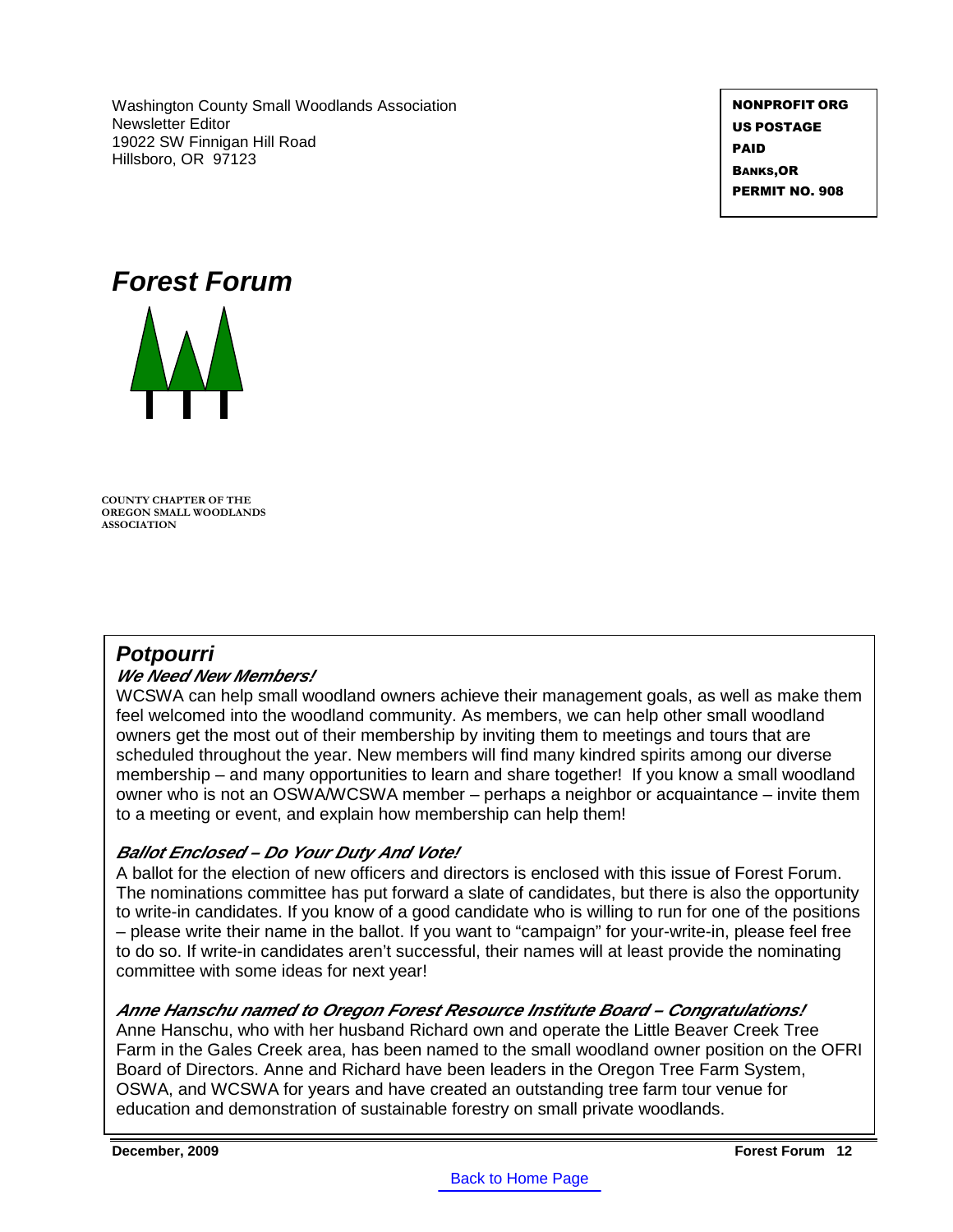Washington County Small Woodlands Association
Newsletter Editor
19022 SW Finnigan Hill Road
Hillsboro, OR 97123

**NONPROFIT ORG**
**US POSTAGE**
**PAID**
**BANKS,OR**
**PERMIT NO. 908**

# *Forest Forum*

**COUNTY CHAPTER OF THE OREGON SMALL WOODLANDS ASSOCIATION**

## *Potpourri*

### *We Need New Members!*

WCSWA can help small woodland owners achieve their management goals, as well as make them feel welcomed into the woodland community. As members, we can help other small woodland owners get the most out of their membership by inviting them to meetings and tours that are scheduled throughout the year. New members will find many kindred spirits among our diverse membership – and many opportunities to learn and share together! If you know a small woodland owner who is not an OSWA/WCSWA member – perhaps a neighbor or acquaintance – invite them to a meeting or event, and explain how membership can help them!

### *Ballot Enclosed – Do Your Duty And Vote!*

A ballot for the election of new officers and directors is enclosed with this issue of Forest Forum. The nominations committee has put forward a slate of candidates, but there is also the opportunity to write-in candidates. If you know of a good candidate who is willing to run for one of the positions – please write their name in the ballot. If you want to "campaign" for your-write-in, please feel free to do so. If write-in candidates aren't successful, their names will at least provide the nominating committee with some ideas for next year!

### *Anne Hanschu named to Oregon Forest Resource Institute Board – Congratulations!*

Anne Hanschu, who with her husband Richard own and operate the Little Beaver Creek Tree Farm in the Gales Creek area, has been named to the small woodland owner position on the OFRI Board of Directors. Anne and Richard have been leaders in the Oregon Tree Farm System, OSWA, and WCSWA for years and have created an outstanding tree farm tour venue for education and demonstration of sustainable forestry on small private woodlands.

Back to Home Page